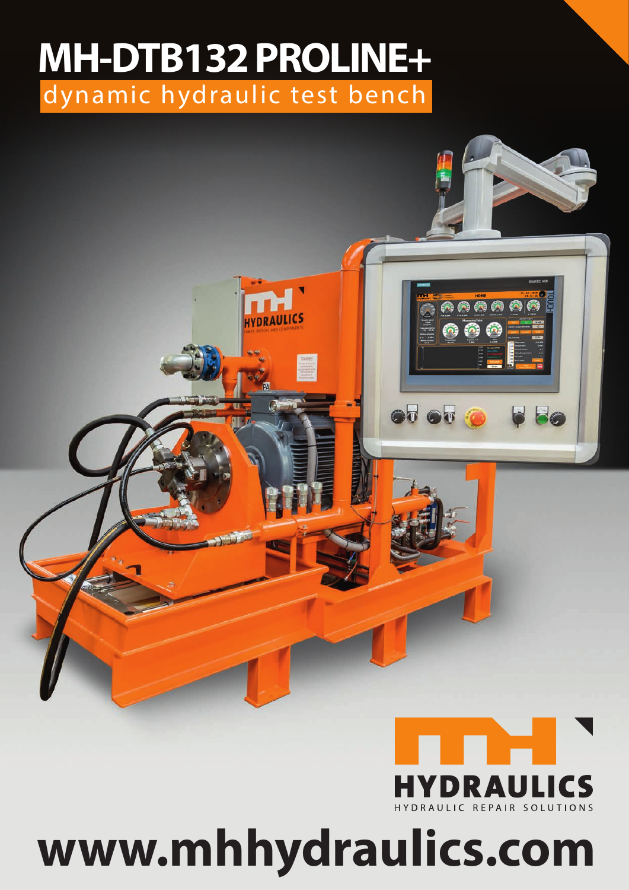# MH-DTB132 PROLINE+

## dynamic hydraulic test bench

HYDRAULICS

HYDRAULIC REPAIR SOLUTIONS

**www.mhhydraulics.com**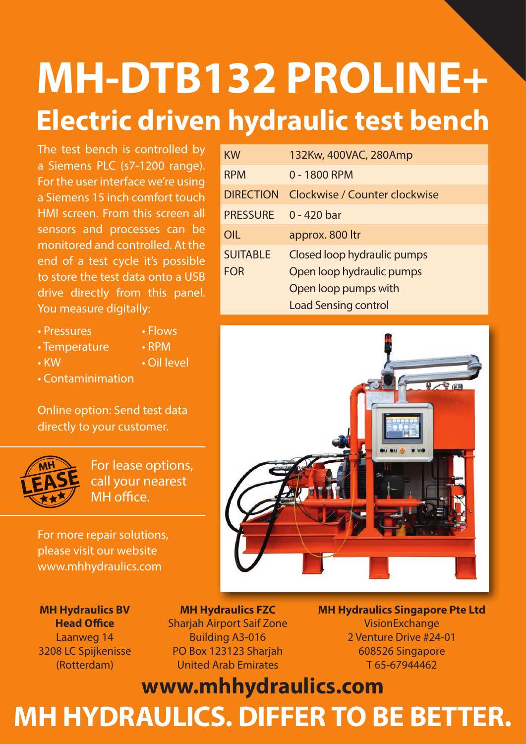# MH-DTB132 PROLINE+

## Electric driven hydraulic test bench

The test bench is controlled by a Siemens PLC (s7-1200 range). For the user interface we're using a Siemens 15 inch comfort touch HMI screen. From this screen all sensors and processes can be monitored and controlled. At the end of a test cycle it's possible to store the test data onto a USB drive directly from this panel. You measure digitally:

- Pressures
- Flows
- Temperature
- RPM
- KW
- Oil level
- Contaminimation

Online option: Send test data directly to your customer.

| | |
|---|---|
| KW | 132Kw, 400VAC, 280Amp |
| RPM | 0 - 1800 RPM |
| DIRECTION | Clockwise / Counter clockwise |
| PRESSURE | 0 - 420 bar |
| OIL | approx. 800 ltr |
| SUITABLE FOR | Closed loop hydraulic pumps<br>Open loop hydraulic pumps<br>Open loop pumps with<br>Load Sensing control |

For lease options, call your nearest MH office.

For more repair solutions, please visit our website www.mhhydraulics.com

**MH Hydraulics BV**
**Head Office**
Laanweg 14
3208 LC Spijkenisse
(Rotterdam)

**MH Hydraulics FZC**
Sharjah Airport Saif Zone
Building A3-016
PO Box 123123 Sharjah
United Arab Emirates

**MH Hydraulics Singapore Pte Ltd**
VisionExchange
2 Venture Drive #24-01
608526 Singapore
T 65-67944462

**www.mhhydraulics.com**

**MH HYDRAULICS. DIFFER TO BE BETTER.**